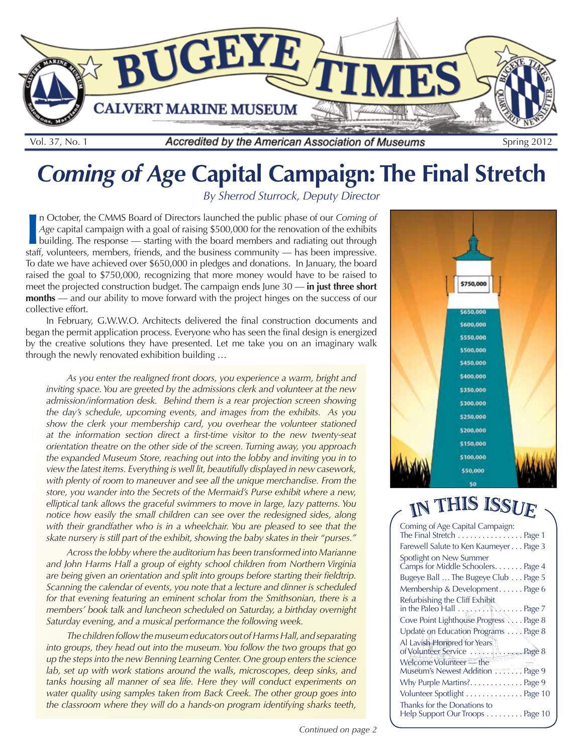# BUGEYE TIMES

CALVERT MARINE MUSEUM

Vol. 37, No. 1 — Accredited by the American Association of Museums — Spring 2012

# *Coming of Age* Capital Campaign: The Final Stretch

*By Sherrod Sturrock, Deputy Director*

In October, the CMMS Board of Directors launched the public phase of our *Coming of Age* capital campaign with a goal of raising $500,000 for the renovation of the exhibits building. The response — starting with the board members and radiating out through staff, volunteers, members, friends, and the business community — has been impressive. To date we have achieved over $650,000 in pledges and donations. In January, the board raised the goal to $750,000, recognizing that more money would have to be raised to meet the projected construction budget. The campaign ends June 30 — **in just three short months** — and our ability to move forward with the project hinges on the success of our collective effort.

In February, G.W.W.O. Architects delivered the final construction documents and began the permit application process. Everyone who has seen the final design is energized by the creative solutions they have presented. Let me take you on an imaginary walk through the newly renovated exhibition building …

*As you enter the realigned front doors, you experience a warm, bright and inviting space. You are greeted by the admissions clerk and volunteer at the new admission/information desk. Behind them is a rear projection screen showing the day's schedule, upcoming events, and images from the exhibits. As you show the clerk your membership card, you overhear the volunteer stationed at the information section direct a first-time visitor to the new twenty-seat orientation theatre on the other side of the screen. Turning away, you approach the expanded Museum Store, reaching out into the lobby and inviting you in to view the latest items. Everything is well lit, beautifully displayed in new casework, with plenty of room to maneuver and see all the unique merchandise. From the store, you wander into the Secrets of the Mermaid's Purse exhibit where a new, elliptical tank allows the graceful swimmers to move in large, lazy patterns. You notice how easily the small children can see over the redesigned sides, along with their grandfather who is in a wheelchair. You are pleased to see that the skate nursery is still part of the exhibit, showing the baby skates in their "purses."*

*Across the lobby where the auditorium has been transformed into Marianne and John Harms Hall a group of eighty school children from Northern Virginia are being given an orientation and split into groups before starting their fieldtrip. Scanning the calendar of events, you note that a lecture and dinner is scheduled for that evening featuring an eminent scholar from the Smithsonian, there is a members' book talk and luncheon scheduled on Saturday, a birthday overnight Saturday evening, and a musical performance the following week.*

*The children follow the museum educators out of Harms Hall, and separating into groups, they head out into the museum. You follow the two groups that go up the steps into the new Benning Learning Center. One group enters the science lab, set up with work stations around the walls, microscopes, deep sinks, and tanks housing all manner of sea life. Here they will conduct experiments on water quality using samples taken from Back Creek. The other group goes into the classroom where they will do a hands-on program identifying sharks teeth,*

*Continued on page 2*

$750,000
$650,000
$600,000
$550,000
$500,000
$450,000
$400,000
$350,000
$300,000
$250,000
$200,000
$150,000
$100,000
$50,000
$0

## IN THIS ISSUE

- Coming of Age Capital Campaign: The Final Stretch . . . Page 1
- Farewell Salute to Ken Kaumeyer . . . Page 3
- Spotlight on New Summer Camps for Middle Schoolers . . . Page 4
- Bugeye Ball … The Bugeye Club . . . Page 5
- Membership & Development . . . Page 6
- Refurbishing the Cliff Exhibit in the Paleo Hall . . . Page 7
- Cove Point Lighthouse Progress . . . Page 8
- Update on Education Programs . . . Page 8
- Al Lavish Honored for Years of Volunteer Service . . . Page 8
- Welcome Volunteer — the Museum's Newest Addition . . . Page 9
- Why Purple Martins? . . . Page 9
- Volunteer Spotlight . . . Page 10
- Thanks for the Donations to Help Support Our Troops . . . Page 10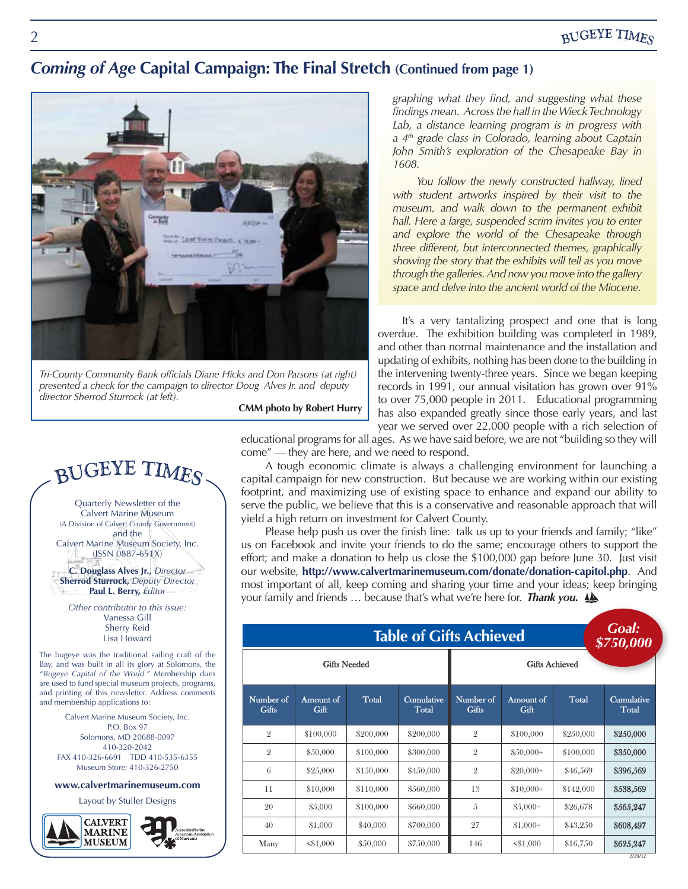## *Coming of Age* Capital Campaign: The Final Stretch (Continued from page 1)

Tri-County Community Bank officials Diane Hicks and Don Parsons (at right) presented a check for the campaign to director Doug Alves Jr. and deputy director Sherrod Sturrock (at left).

**CMM photo by Robert Hurry**

*graphing what they find, and suggesting what these findings mean. Across the hall in the Wieck Technology Lab, a distance learning program is in progress with a 4th grade class in Colorado, learning about Captain John Smith's exploration of the Chesapeake Bay in 1608.*

*You follow the newly constructed hallway, lined with student artworks inspired by their visit to the museum, and walk down to the permanent exhibit hall. Here a large, suspended scrim invites you to enter and explore the world of the Chesapeake through three different, but interconnected themes, graphically showing the story that the exhibits will tell as you move through the galleries. And now you move into the gallery space and delve into the ancient world of the Miocene.*

It's a very tantalizing prospect and one that is long overdue. The exhibition building was completed in 1989, and other than normal maintenance and the installation and updating of exhibits, nothing has been done to the building in the intervening twenty-three years. Since we began keeping records in 1991, our annual visitation has grown over 91% to over 75,000 people in 2011. Educational programming has also expanded greatly since those early years, and last year we served over 22,000 people with a rich selection of educational programs for all ages. As we have said before, we are not "building so they will come" — they are here, and we need to respond.

A tough economic climate is always a challenging environment for launching a capital campaign for new construction. But because we are working within our existing footprint, and maximizing use of existing space to enhance and expand our ability to serve the public, we believe that this is a conservative and reasonable approach that will yield a high return on investment for Calvert County.

Please help push us over the finish line: talk us up to your friends and family; "like" us on Facebook and invite your friends to do the same; encourage others to support the effort; and make a donation to help us close the $100,000 gap before June 30. Just visit our website, **http://www.calvertmarinemuseum.com/donate/donation-capitol.php**. And most important of all, keep coming and sharing your time and your ideas; keep bringing your family and friends … because that's what we're here for. ***Thank you.***

### Table of Gifts Achieved — Goal: $750,000

| Gifts Needed | | | | Gifts Achieved | | | |
|---|---|---|---|---|---|---|---|
| Number of Gifts | Amount of Gift | Total | Cumulative Total | Number of Gifts | Amount of Gift | Total | Cumulative Total |
| 2 | $100,000 | $200,000 | $200,000 | 2 | $100,000 | $250,000 | **$250,000** |
| 2 | $50,000 | $100,000 | $300,000 | 2 | $50,000+ | $100,000 | **$350,000** |
| 6 | $25,000 | $150,000 | $450,000 | 2 | $20,000+ | $46,569 | **$396,569** |
| 11 | $10,000 | $110,000 | $560,000 | 13 | $10,000+ | $142,000 | **$538,569** |
| 20 | $5,000 | $100,000 | $660,000 | 5 | $5,000+ | $26,678 | **$565,247** |
| 40 | $1,000 | $40,000 | $700,000 | 27 | $1,000+ | $43,250 | **$608,497** |
| Many | <$1,000 | $50,000 | $750,000 | 146 | <$1,000 | $16,750 | **$625,247** |

2/29/12

---

## BUGEYE TIMES

Quarterly Newsletter of the Calvert Marine Museum
(A Division of Calvert County Government)
and the
Calvert Marine Museum Society, Inc.
(ISSN 0887-651X)

**C. Douglass Alves Jr.,** *Director*
**Sherrod Sturrock,** *Deputy Director*
**Paul L. Berry,** *Editor*

*Other contributor to this issue:*
Vanessa Gill
Sherry Reid
Lisa Howard

The bugeye was the traditional sailing craft of the Bay, and was built in all its glory at Solomons, the *"Bugeye Capital of the World."* Membership dues are used to fund special museum projects, programs, and printing of this newsletter. Address comments and membership applications to:

Calvert Marine Museum Society, Inc.
P.O. Box 97
Solomons, MD 20688-0097
410-320-2042
FAX 410-326-6691 TDD 410-535-6355
Museum Store: 410-326-2750

**www.calvertmarinemuseum.com**

Layout by Stuller Designs

CALVERT MARINE MUSEUM — Accredited by the American Association of Museums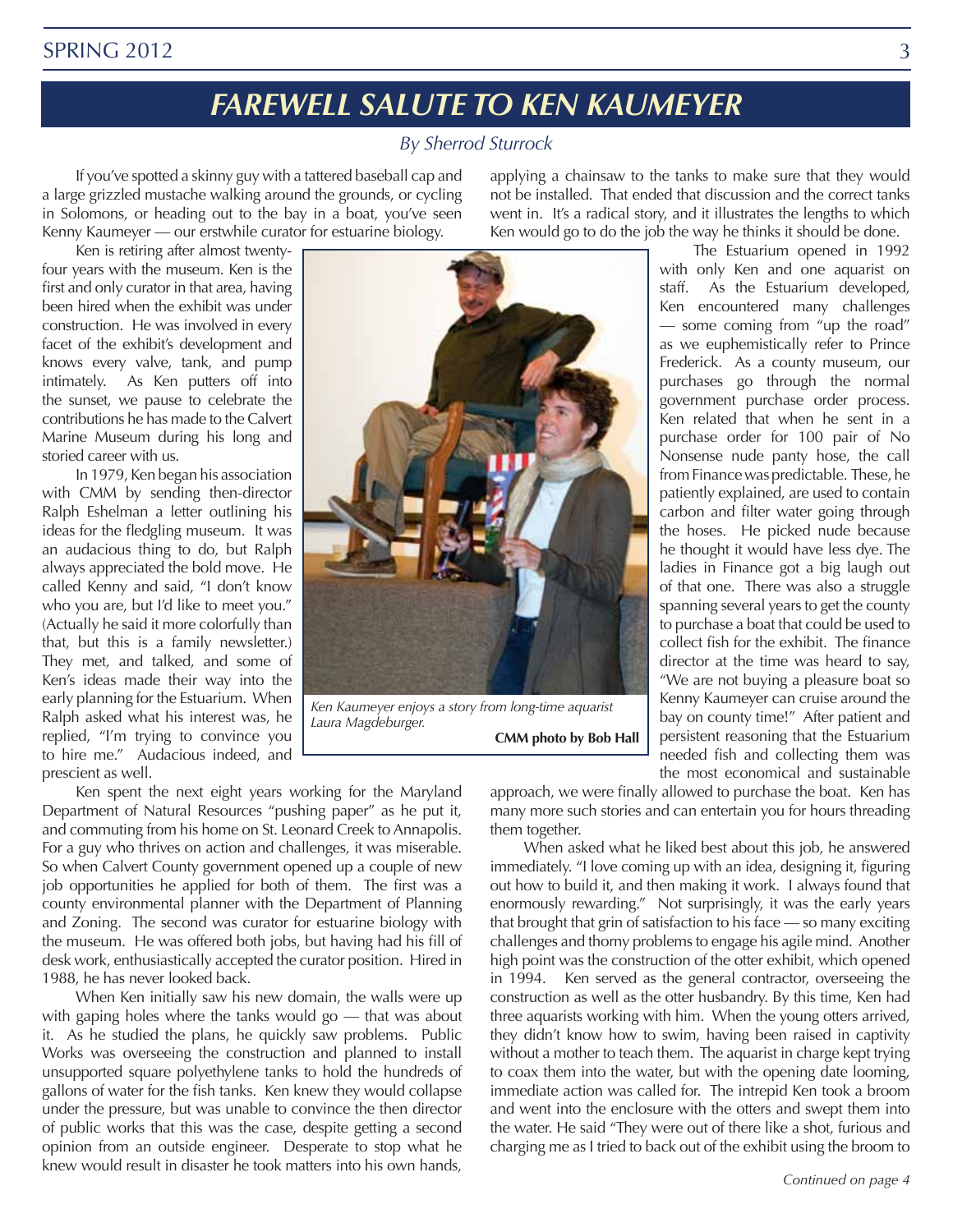# FAREWELL SALUTE TO KEN KAUMEYER

*By Sherrod Sturrock*

If you've spotted a skinny guy with a tattered baseball cap and a large grizzled mustache walking around the grounds, or cycling in Solomons, or heading out to the bay in a boat, you've seen Kenny Kaumeyer — our erstwhile curator for estuarine biology.

Ken is retiring after almost twenty-four years with the museum. Ken is the first and only curator in that area, having been hired when the exhibit was under construction. He was involved in every facet of the exhibit's development and knows every valve, tank, and pump intimately. As Ken putters off into the sunset, we pause to celebrate the contributions he has made to the Calvert Marine Museum during his long and storied career with us.

In 1979, Ken began his association with CMM by sending then-director Ralph Eshelman a letter outlining his ideas for the fledgling museum. It was an audacious thing to do, but Ralph always appreciated the bold move. He called Kenny and said, "I don't know who you are, but I'd like to meet you." (Actually he said it more colorfully than that, but this is a family newsletter.) They met, and talked, and some of Ken's ideas made their way into the early planning for the Estuarium. When Ralph asked what his interest was, he replied, "I'm trying to convince you to hire me." Audacious indeed, and prescient as well.

*Ken Kaumeyer enjoys a story from long-time aquarist Laura Magdeburger.*

**CMM photo by Bob Hall**

Ken spent the next eight years working for the Maryland Department of Natural Resources "pushing paper" as he put it, and commuting from his home on St. Leonard Creek to Annapolis. For a guy who thrives on action and challenges, it was miserable. So when Calvert County government opened up a couple of new job opportunities he applied for both of them. The first was a county environmental planner with the Department of Planning and Zoning. The second was curator for estuarine biology with the museum. He was offered both jobs, but having had his fill of desk work, enthusiastically accepted the curator position. Hired in 1988, he has never looked back.

When Ken initially saw his new domain, the walls were up with gaping holes where the tanks would go — that was about it. As he studied the plans, he quickly saw problems. Public Works was overseeing the construction and planned to install unsupported square polyethylene tanks to hold the hundreds of gallons of water for the fish tanks. Ken knew they would collapse under the pressure, but was unable to convince the then director of public works that this was the case, despite getting a second opinion from an outside engineer. Desperate to stop what he knew would result in disaster he took matters into his own hands, applying a chainsaw to the tanks to make sure that they would not be installed. That ended that discussion and the correct tanks went in. It's a radical story, and it illustrates the lengths to which Ken would go to do the job the way he thinks it should be done.

The Estuarium opened in 1992 with only Ken and one aquarist on staff. As the Estuarium developed, Ken encountered many challenges — some coming from "up the road" as we euphemistically refer to Prince Frederick. As a county museum, our purchases go through the normal government purchase order process. Ken related that when he sent in a purchase order for 100 pair of No Nonsense nude panty hose, the call from Finance was predictable. These, he patiently explained, are used to contain carbon and filter water going through the hoses. He picked nude because he thought it would have less dye. The ladies in Finance got a big laugh out of that one. There was also a struggle spanning several years to get the county to purchase a boat that could be used to collect fish for the exhibit. The finance director at the time was heard to say, "We are not buying a pleasure boat so Kenny Kaumeyer can cruise around the bay on county time!" After patient and persistent reasoning that the Estuarium needed fish and collecting them was the most economical and sustainable approach, we were finally allowed to purchase the boat. Ken has many more such stories and can entertain you for hours threading them together.

When asked what he liked best about this job, he answered immediately. "I love coming up with an idea, designing it, figuring out how to build it, and then making it work. I always found that enormously rewarding." Not surprisingly, it was the early years that brought that grin of satisfaction to his face — so many exciting challenges and thorny problems to engage his agile mind. Another high point was the construction of the otter exhibit, which opened in 1994. Ken served as the general contractor, overseeing the construction as well as the otter husbandry. By this time, Ken had three aquarists working with him. When the young otters arrived, they didn't know how to swim, having been raised in captivity without a mother to teach them. The aquarist in charge kept trying to coax them into the water, but with the opening date looming, immediate action was called for. The intrepid Ken took a broom and went into the enclosure with the otters and swept them into the water. He said "They were out of there like a shot, furious and charging me as I tried to back out of the exhibit using the broom to

*Continued on page 4*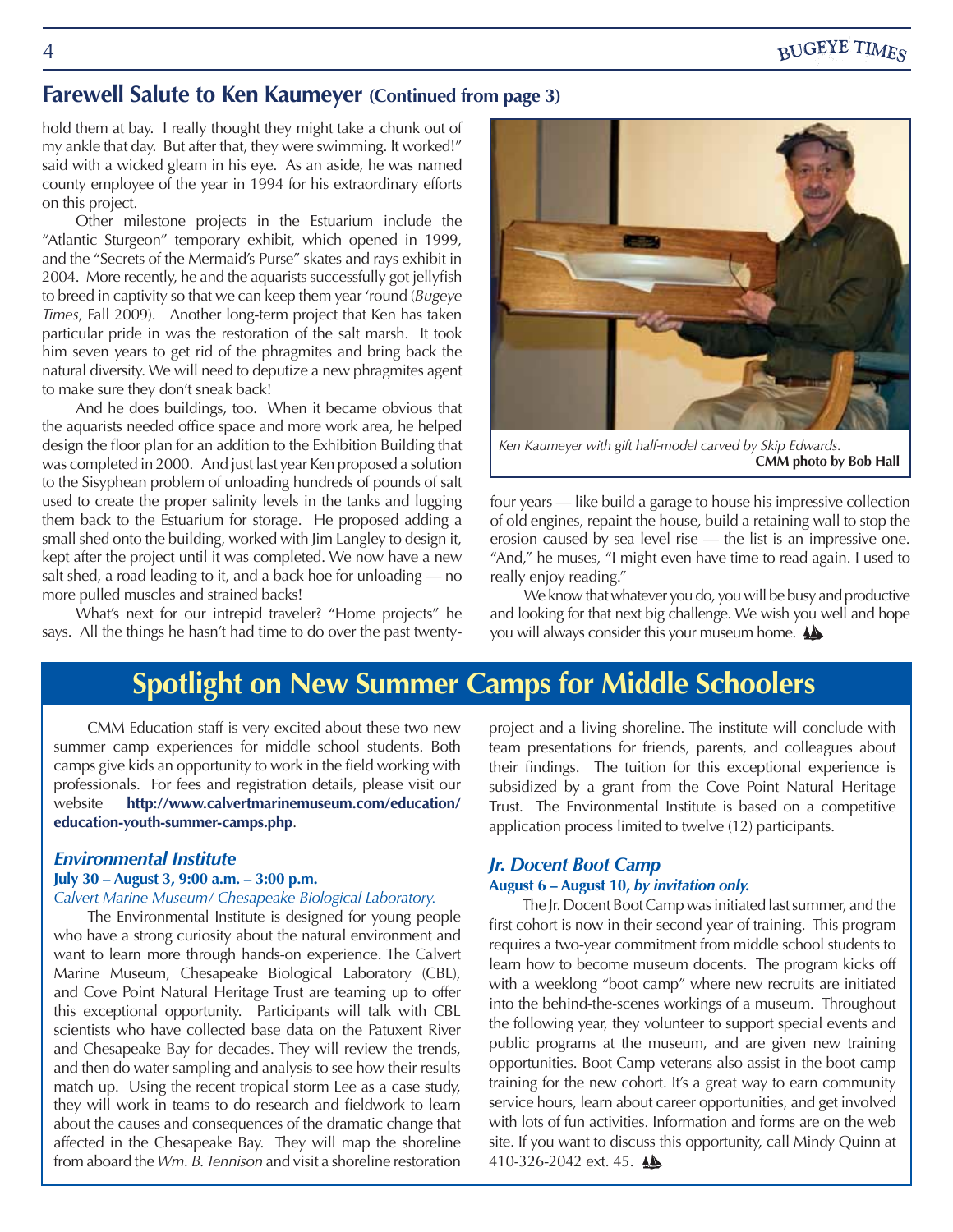## Farewell Salute to Ken Kaumeyer (Continued from page 3)

hold them at bay. I really thought they might take a chunk out of my ankle that day. But after that, they were swimming. It worked!" said with a wicked gleam in his eye. As an aside, he was named county employee of the year in 1994 for his extraordinary efforts on this project.

Other milestone projects in the Estuarium include the "Atlantic Sturgeon" temporary exhibit, which opened in 1999, and the "Secrets of the Mermaid's Purse" skates and rays exhibit in 2004. More recently, he and the aquarists successfully got jellyfish to breed in captivity so that we can keep them year 'round (*Bugeye Times*, Fall 2009). Another long-term project that Ken has taken particular pride in was the restoration of the salt marsh. It took him seven years to get rid of the phragmites and bring back the natural diversity. We will need to deputize a new phragmites agent to make sure they don't sneak back!

And he does buildings, too. When it became obvious that the aquarists needed office space and more work area, he helped design the floor plan for an addition to the Exhibition Building that was completed in 2000. And just last year Ken proposed a solution to the Sisyphean problem of unloading hundreds of pounds of salt used to create the proper salinity levels in the tanks and lugging them back to the Estuarium for storage. He proposed adding a small shed onto the building, worked with Jim Langley to design it, kept after the project until it was completed. We now have a new salt shed, a road leading to it, and a back hoe for unloading — no more pulled muscles and strained backs!

What's next for our intrepid traveler? "Home projects" he says. All the things he hasn't had time to do over the past twenty-four years — like build a garage to house his impressive collection of old engines, repaint the house, build a retaining wall to stop the erosion caused by sea level rise — the list is an impressive one. "And," he muses, "I might even have time to read again. I used to really enjoy reading."

*Ken Kaumeyer with gift half-model carved by Skip Edwards.*
**CMM photo by Bob Hall**

We know that whatever you do, you will be busy and productive and looking for that next big challenge. We wish you well and hope you will always consider this your museum home.

## Spotlight on New Summer Camps for Middle Schoolers

CMM Education staff is very excited about these two new summer camp experiences for middle school students. Both camps give kids an opportunity to work in the field working with professionals. For fees and registration details, please visit our website **http://www.calvertmarinemuseum.com/education/education-youth-summer-camps.php**.

### *Environmental Institute*

**July 30 – August 3, 9:00 a.m. – 3:00 p.m.**
*Calvert Marine Museum/ Chesapeake Biological Laboratory.*

The Environmental Institute is designed for young people who have a strong curiosity about the natural environment and want to learn more through hands-on experience. The Calvert Marine Museum, Chesapeake Biological Laboratory (CBL), and Cove Point Natural Heritage Trust are teaming up to offer this exceptional opportunity. Participants will talk with CBL scientists who have collected base data on the Patuxent River and Chesapeake Bay for decades. They will review the trends, and then do water sampling and analysis to see how their results match up. Using the recent tropical storm Lee as a case study, they will work in teams to do research and fieldwork to learn about the causes and consequences of the dramatic change that affected in the Chesapeake Bay. They will map the shoreline from aboard the *Wm. B. Tennison* and visit a shoreline restoration project and a living shoreline. The institute will conclude with team presentations for friends, parents, and colleagues about their findings. The tuition for this exceptional experience is subsidized by a grant from the Cove Point Natural Heritage Trust. The Environmental Institute is based on a competitive application process limited to twelve (12) participants.

### *Jr. Docent Boot Camp*

**August 6 – August 10, *by invitation only.***

The Jr. Docent Boot Camp was initiated last summer, and the first cohort is now in their second year of training. This program requires a two-year commitment from middle school students to learn how to become museum docents. The program kicks off with a weeklong "boot camp" where new recruits are initiated into the behind-the-scenes workings of a museum. Throughout the following year, they volunteer to support special events and public programs at the museum, and are given new training opportunities. Boot Camp veterans also assist in the boot camp training for the new cohort. It's a great way to earn community service hours, learn about career opportunities, and get involved with lots of fun activities. Information and forms are on the web site. If you want to discuss this opportunity, call Mindy Quinn at 410-326-2042 ext. 45.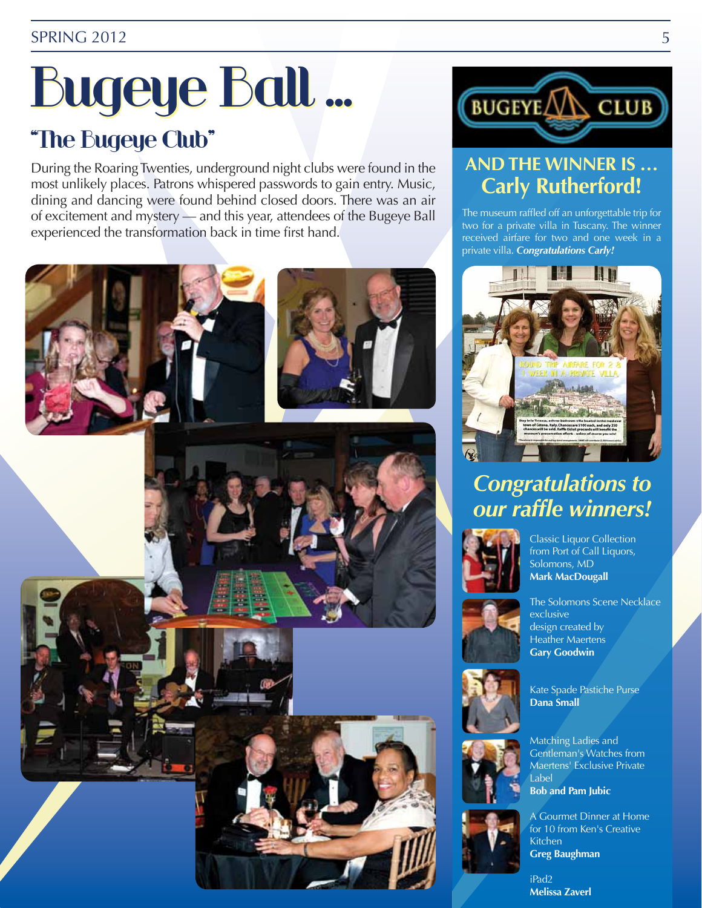# Bugeye Ball ...

## "The Bugeye Club"

During the Roaring Twenties, underground night clubs were found in the most unlikely places. Patrons whispered passwords to gain entry. Music, dining and dancing were found behind closed doors. There was an air of excitement and mystery — and this year, attendees of the Bugeye Ball experienced the transformation back in time first hand.

BUGEYE CLUB

## AND THE WINNER IS ... Carly Rutherford!

The museum raffled off an unforgettable trip for two for a private villa in Tuscany. The winner received airfare for two and one week in a private villa. ***Congratulations Carly!***

## *Congratulations to our raffle winners!*

Classic Liquor Collection from Port of Call Liquors, Solomons, MD
**Mark MacDougall**

The Solomons Scene Necklace exclusive design created by Heather Maertens
**Gary Goodwin**

Kate Spade Pastiche Purse
**Dana Small**

Matching Ladies and Gentleman's Watches from Maertens' Exclusive Private Label
**Bob and Pam Jubic**

A Gourmet Dinner at Home for 10 from Ken's Creative Kitchen
**Greg Baughman**

iPad2
**Melissa Zaverl**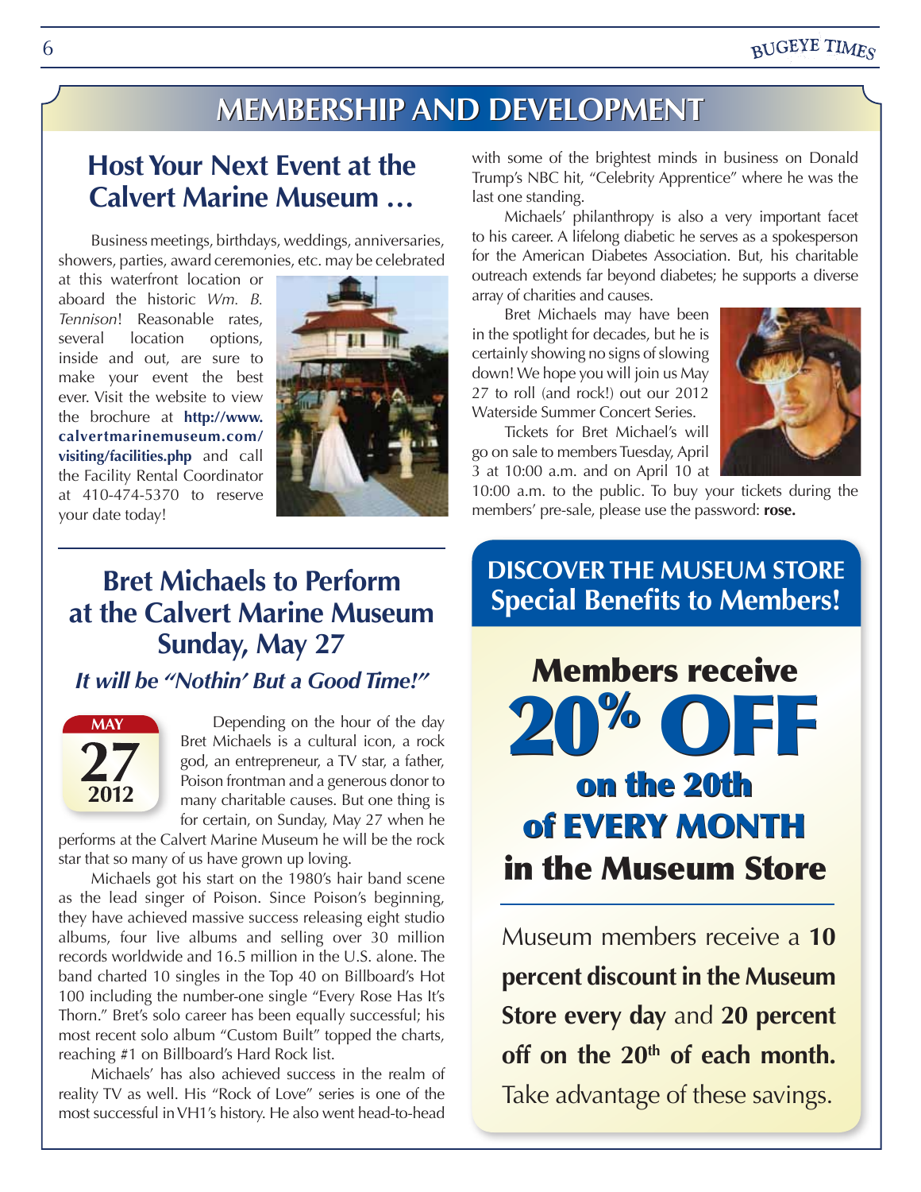# MEMBERSHIP AND DEVELOPMENT

## Host Your Next Event at the Calvert Marine Museum …

Business meetings, birthdays, weddings, anniversaries, showers, parties, award ceremonies, etc. may be celebrated at this waterfront location or aboard the historic *Wm. B. Tennison*! Reasonable rates, several location options, inside and out, are sure to make your event the best ever. Visit the website to view the brochure at **http://www.calvertmarinemuseum.com/visiting/facilities.php** and call the Facility Rental Coordinator at 410-474-5370 to reserve your date today!

## Bret Michaels to Perform at the Calvert Marine Museum Sunday, May 27

### *It will be "Nothin' But a Good Time!"*

MAY 27 2012

Depending on the hour of the day Bret Michaels is a cultural icon, a rock god, an entrepreneur, a TV star, a father, Poison frontman and a generous donor to many charitable causes. But one thing is for certain, on Sunday, May 27 when he performs at the Calvert Marine Museum he will be the rock star that so many of us have grown up loving.

Michaels got his start on the 1980's hair band scene as the lead singer of Poison. Since Poison's beginning, they have achieved massive success releasing eight studio albums, four live albums and selling over 30 million records worldwide and 16.5 million in the U.S. alone. The band charted 10 singles in the Top 40 on Billboard's Hot 100 including the number-one single "Every Rose Has It's Thorn." Bret's solo career has been equally successful; his most recent solo album "Custom Built" topped the charts, reaching #1 on Billboard's Hard Rock list.

Michaels' has also achieved success in the realm of reality TV as well. His "Rock of Love" series is one of the most successful in VH1's history. He also went head-to-head with some of the brightest minds in business on Donald Trump's NBC hit, "Celebrity Apprentice" where he was the last one standing.

Michaels' philanthropy is also a very important facet to his career. A lifelong diabetic he serves as a spokesperson for the American Diabetes Association. But, his charitable outreach extends far beyond diabetes; he supports a diverse array of charities and causes.

Bret Michaels may have been in the spotlight for decades, but he is certainly showing no signs of slowing down! We hope you will join us May 27 to roll (and rock!) out our 2012 Waterside Summer Concert Series.

Tickets for Bret Michael's will go on sale to members Tuesday, April 3 at 10:00 a.m. and on April 10 at 10:00 a.m. to the public. To buy your tickets during the members' pre-sale, please use the password: **rose.**

## DISCOVER THE MUSEUM STORE Special Benefits to Members!

**Members receive 20% OFF on the 20th of EVERY MONTH in the Museum Store**

Museum members receive a **10 percent discount in the Museum Store every day** and **20 percent off on the 20th of each month.** Take advantage of these savings.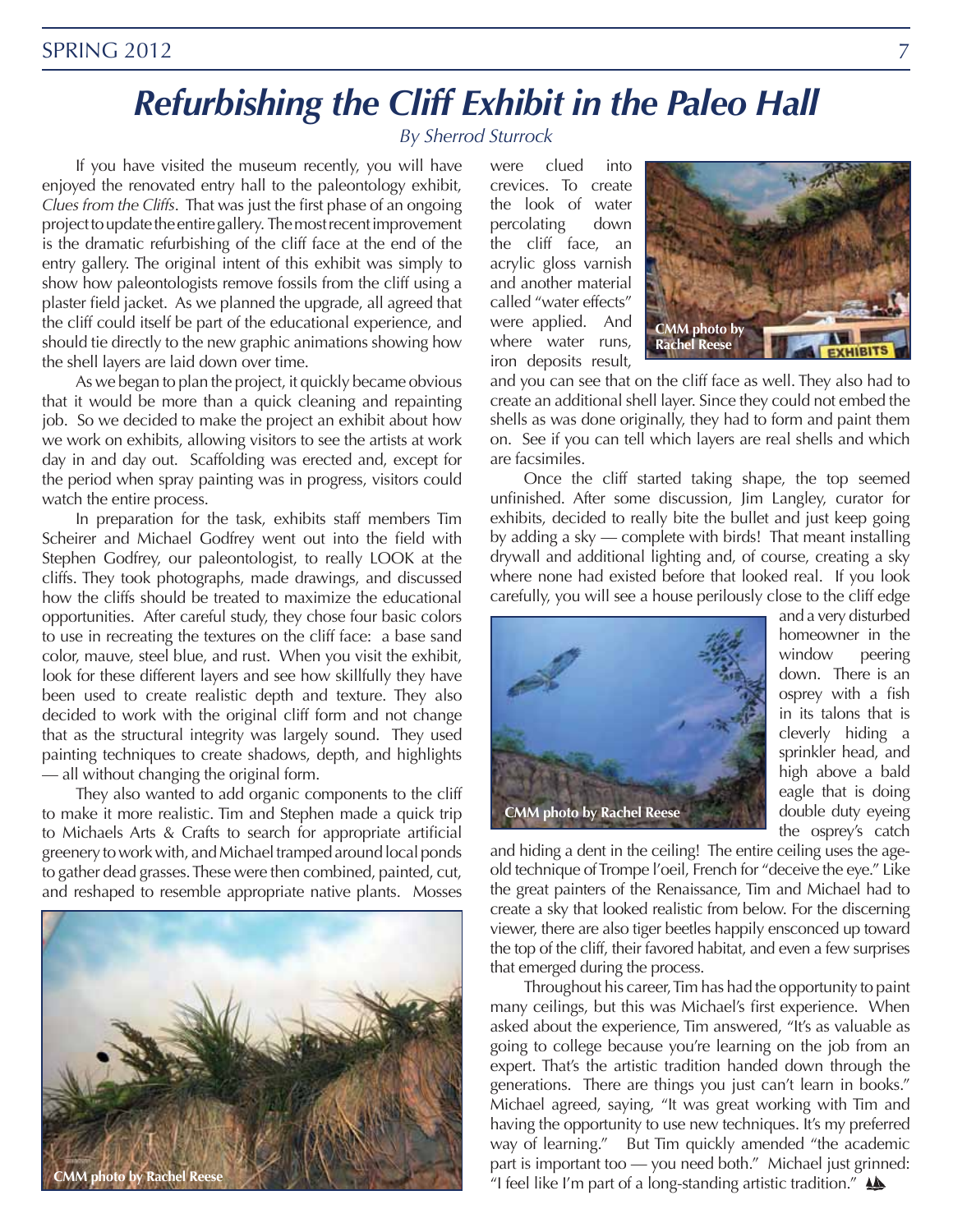# Refurbishing the Cliff Exhibit in the Paleo Hall

*By Sherrod Sturrock*

If you have visited the museum recently, you will have enjoyed the renovated entry hall to the paleontology exhibit, *Clues from the Cliffs*. That was just the first phase of an ongoing project to update the entire gallery. The most recent improvement is the dramatic refurbishing of the cliff face at the end of the entry gallery. The original intent of this exhibit was simply to show how paleontologists remove fossils from the cliff using a plaster field jacket. As we planned the upgrade, all agreed that the cliff could itself be part of the educational experience, and should tie directly to the new graphic animations showing how the shell layers are laid down over time.

As we began to plan the project, it quickly became obvious that it would be more than a quick cleaning and repainting job. So we decided to make the project an exhibit about how we work on exhibits, allowing visitors to see the artists at work day in and day out. Scaffolding was erected and, except for the period when spray painting was in progress, visitors could watch the entire process.

In preparation for the task, exhibits staff members Tim Scheirer and Michael Godfrey went out into the field with Stephen Godfrey, our paleontologist, to really LOOK at the cliffs. They took photographs, made drawings, and discussed how the cliffs should be treated to maximize the educational opportunities. After careful study, they chose four basic colors to use in recreating the textures on the cliff face: a base sand color, mauve, steel blue, and rust. When you visit the exhibit, look for these different layers and see how skillfully they have been used to create realistic depth and texture. They also decided to work with the original cliff form and not change that as the structural integrity was largely sound. They used painting techniques to create shadows, depth, and highlights — all without changing the original form.

They also wanted to add organic components to the cliff to make it more realistic. Tim and Stephen made a quick trip to Michaels Arts & Crafts to search for appropriate artificial greenery to work with, and Michael tramped around local ponds to gather dead grasses. These were then combined, painted, cut, and reshaped to resemble appropriate native plants. Mosses were clued into crevices. To create the look of water percolating down the cliff face, an acrylic gloss varnish and another material called "water effects" were applied. And where water runs, iron deposits result, and you can see that on the cliff face as well. They also had to create an additional shell layer. Since they could not embed the shells as was done originally, they had to form and paint them on. See if you can tell which layers are real shells and which are facsimiles.

CMM photo by Rachel Reese

CMM photo by Rachel Reese

Once the cliff started taking shape, the top seemed unfinished. After some discussion, Jim Langley, curator for exhibits, decided to really bite the bullet and just keep going by adding a sky — complete with birds! That meant installing drywall and additional lighting and, of course, creating a sky where none had existed before that looked real. If you look carefully, you will see a house perilously close to the cliff edge and a very disturbed homeowner in the window peering down. There is an osprey with a fish in its talons that is cleverly hiding a sprinkler head, and high above a bald eagle that is doing double duty eyeing the osprey's catch and hiding a dent in the ceiling! The entire ceiling uses the age-old technique of Trompe l'oeil, French for "deceive the eye." Like the great painters of the Renaissance, Tim and Michael had to create a sky that looked realistic from below. For the discerning viewer, there are also tiger beetles happily ensconced up toward the top of the cliff, their favored habitat, and even a few surprises that emerged during the process.

CMM photo by Rachel Reese

Throughout his career, Tim has had the opportunity to paint many ceilings, but this was Michael's first experience. When asked about the experience, Tim answered, "It's as valuable as going to college because you're learning on the job from an expert. That's the artistic tradition handed down through the generations. There are things you just can't learn in books." Michael agreed, saying, "It was great working with Tim and having the opportunity to use new techniques. It's my preferred way of learning." But Tim quickly amended "the academic part is important too — you need both." Michael just grinned: "I feel like I'm part of a long-standing artistic tradition."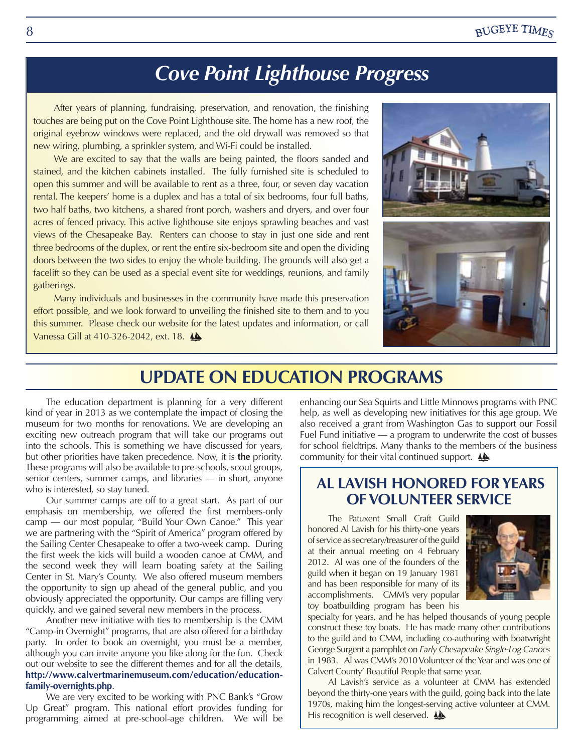# Cove Point Lighthouse Progress

After years of planning, fundraising, preservation, and renovation, the finishing touches are being put on the Cove Point Lighthouse site. The home has a new roof, the original eyebrow windows were replaced, and the old drywall was removed so that new wiring, plumbing, a sprinkler system, and Wi-Fi could be installed.

We are excited to say that the walls are being painted, the floors sanded and stained, and the kitchen cabinets installed. The fully furnished site is scheduled to open this summer and will be available to rent as a three, four, or seven day vacation rental. The keepers' home is a duplex and has a total of six bedrooms, four full baths, two half baths, two kitchens, a shared front porch, washers and dryers, and over four acres of fenced privacy. This active lighthouse site enjoys sprawling beaches and vast views of the Chesapeake Bay. Renters can choose to stay in just one side and rent three bedrooms of the duplex, or rent the entire six-bedroom site and open the dividing doors between the two sides to enjoy the whole building. The grounds will also get a facelift so they can be used as a special event site for weddings, reunions, and family gatherings.

Many individuals and businesses in the community have made this preservation effort possible, and we look forward to unveiling the finished site to them and to you this summer. Please check our website for the latest updates and information, or call Vanessa Gill at 410-326-2042, ext. 18.

# UPDATE ON EDUCATION PROGRAMS

The education department is planning for a very different kind of year in 2013 as we contemplate the impact of closing the museum for two months for renovations. We are developing an exciting new outreach program that will take our programs out into the schools. This is something we have discussed for years, but other priorities have taken precedence. Now, it is **the** priority. These programs will also be available to pre-schools, scout groups, senior centers, summer camps, and libraries — in short, anyone who is interested, so stay tuned.

Our summer camps are off to a great start. As part of our emphasis on membership, we offered the first members-only camp — our most popular, "Build Your Own Canoe." This year we are partnering with the "Spirit of America" program offered by the Sailing Center Chesapeake to offer a two-week camp. During the first week the kids will build a wooden canoe at CMM, and the second week they will learn boating safety at the Sailing Center in St. Mary's County. We also offered museum members the opportunity to sign up ahead of the general public, and you obviously appreciated the opportunity. Our camps are filling very quickly, and we gained several new members in the process.

Another new initiative with ties to membership is the CMM "Camp-in Overnight" programs, that are also offered for a birthday party. In order to book an overnight, you must be a member, although you can invite anyone you like along for the fun. Check out our website to see the different themes and for all the details, **http://www.calvertmarinemuseum.com/education/education-family-overnights.php**.

We are very excited to be working with PNC Bank's "Grow Up Great" program. This national effort provides funding for programming aimed at pre-school-age children. We will be enhancing our Sea Squirts and Little Minnows programs with PNC help, as well as developing new initiatives for this age group. We also received a grant from Washington Gas to support our Fossil Fuel Fund initiative — a program to underwrite the cost of busses for school fieldtrips. Many thanks to the members of the business community for their vital continued support.

## AL LAVISH HONORED FOR YEARS OF VOLUNTEER SERVICE

The Patuxent Small Craft Guild honored Al Lavish for his thirty-one years of service as secretary/treasurer of the guild at their annual meeting on 4 February 2012. Al was one of the founders of the guild when it began on 19 January 1981 and has been responsible for many of its accomplishments. CMM's very popular toy boatbuilding program has been his specialty for years, and he has helped thousands of young people construct these toy boats. He has made many other contributions to the guild and to CMM, including co-authoring with boatwright George Surgent a pamphlet on *Early Chesapeake Single-Log Canoes* in 1983. Al was CMM's 2010 Volunteer of the Year and was one of Calvert County' Beautiful People that same year.

Al Lavish's service as a volunteer at CMM has extended beyond the thirty-one years with the guild, going back into the late 1970s, making him the longest-serving active volunteer at CMM. His recognition is well deserved.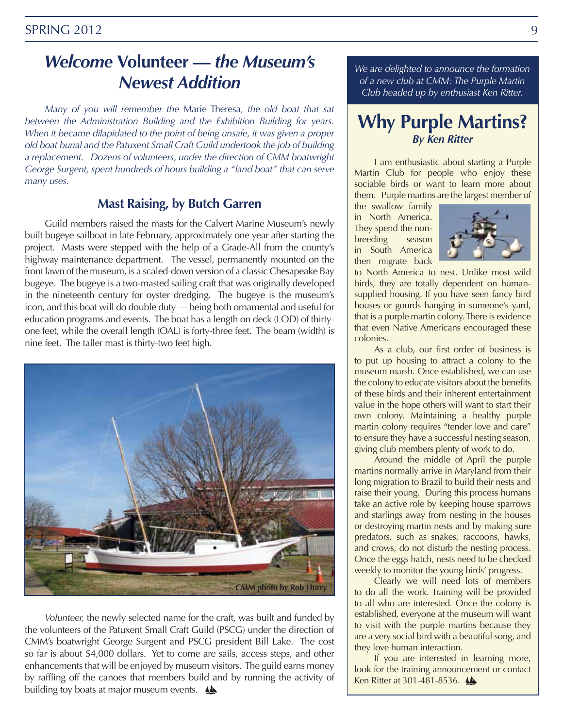## *Welcome* Volunteer — *the Museum's Newest Addition*

*Many of you will remember the* Marie Theresa*, the old boat that sat between the Administration Building and the Exhibition Building for years. When it became dilapidated to the point of being unsafe, it was given a proper old boat burial and the Patuxent Small Craft Guild undertook the job of building a replacement. Dozens of volunteers, under the direction of CMM boatwright George Surgent, spent hundreds of hours building a "land boat" that can serve many uses.*

### Mast Raising, by Butch Garren

Guild members raised the masts for the Calvert Marine Museum's newly built bugeye sailboat in late February, approximately one year after starting the project. Masts were stepped with the help of a Grade-All from the county's highway maintenance department. The vessel, permanently mounted on the front lawn of the museum, is a scaled-down version of a classic Chesapeake Bay bugeye. The bugeye is a two-masted sailing craft that was originally developed in the nineteenth century for oyster dredging. The bugeye is the museum's icon, and this boat will do double duty — being both ornamental and useful for education programs and events. The boat has a length on deck (LOD) of thirty-one feet, while the overall length (OAL) is forty-three feet. The beam (width) is nine feet. The taller mast is thirty-two feet high.

CMM photo by Rob Hurry

*Volunteer,* the newly selected name for the craft, was built and funded by the volunteers of the Patuxent Small Craft Guild (PSCG) under the direction of CMM's boatwright George Surgent and PSCG president Bill Lake. The cost so far is about $4,000 dollars. Yet to come are sails, access steps, and other enhancements that will be enjoyed by museum visitors. The guild earns money by raffling off the canoes that members build and by running the activity of building toy boats at major museum events.

*We are delighted to announce the formation of a new club at CMM: The Purple Martin Club headed up by enthusiast Ken Ritter.*

## Why Purple Martins?

***By Ken Ritter***

I am enthusiastic about starting a Purple Martin Club for people who enjoy these sociable birds or want to learn more about them. Purple martins are the largest member of the swallow family in North America. They spend the non-breeding season in South America then migrate back to North America to nest. Unlike most wild birds, they are totally dependent on human-supplied housing. If you have seen fancy bird houses or gourds hanging in someone's yard, that is a purple martin colony. There is evidence that even Native Americans encouraged these colonies.

As a club, our first order of business is to put up housing to attract a colony to the museum marsh. Once established, we can use the colony to educate visitors about the benefits of these birds and their inherent entertainment value in the hope others will want to start their own colony. Maintaining a healthy purple martin colony requires "tender love and care" to ensure they have a successful nesting season, giving club members plenty of work to do.

Around the middle of April the purple martins normally arrive in Maryland from their long migration to Brazil to build their nests and raise their young. During this process humans take an active role by keeping house sparrows and starlings away from nesting in the houses or destroying martin nests and by making sure predators, such as snakes, raccoons, hawks, and crows, do not disturb the nesting process. Once the eggs hatch, nests need to be checked weekly to monitor the young birds' progress.

Clearly we will need lots of members to do all the work. Training will be provided to all who are interested. Once the colony is established, everyone at the museum will want to visit with the purple martins because they are a very social bird with a beautiful song, and they love human interaction.

If you are interested in learning more, look for the training announcement or contact Ken Ritter at 301-481-8536.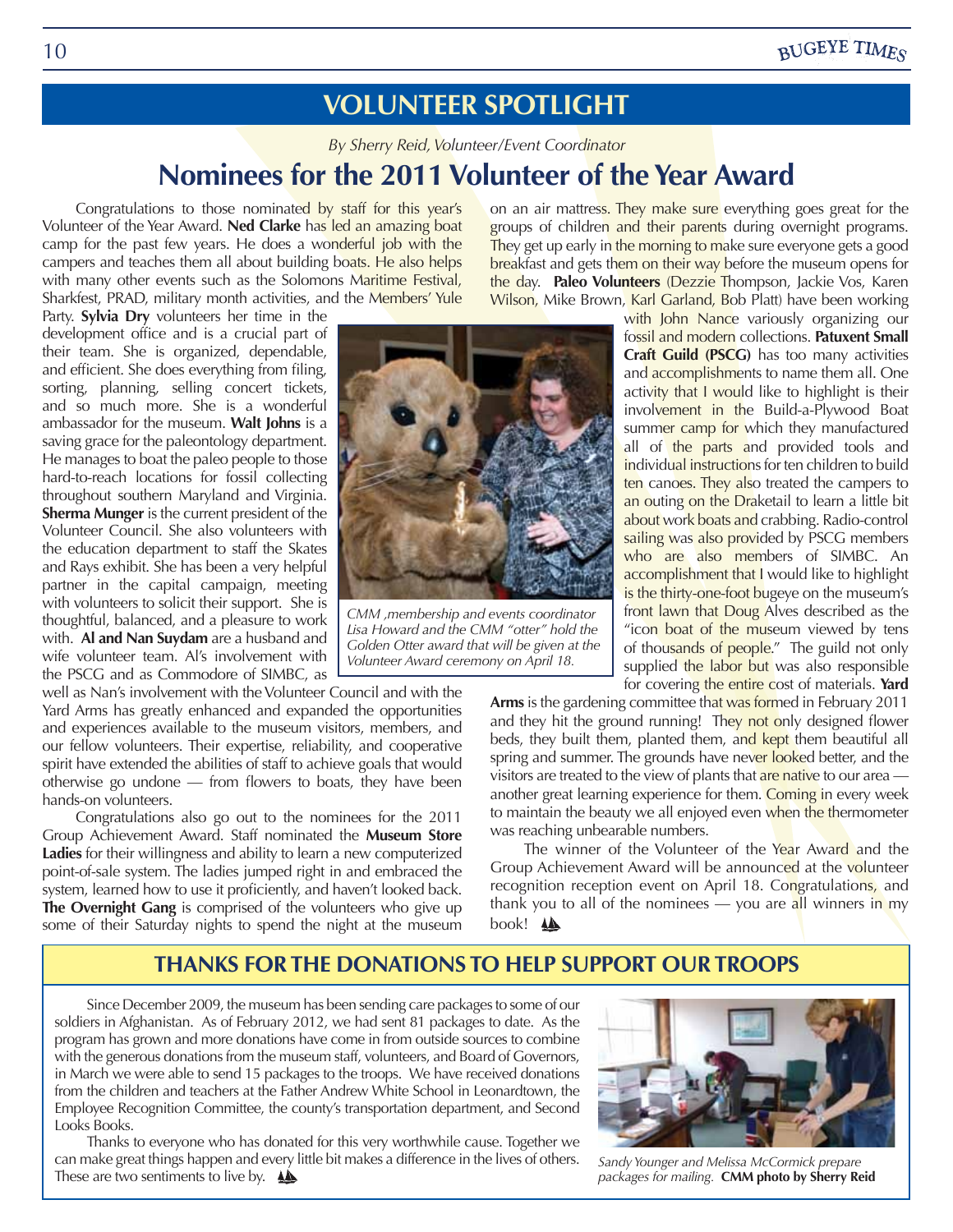# VOLUNTEER SPOTLIGHT

*By Sherry Reid, Volunteer/Event Coordinator*

## Nominees for the 2011 Volunteer of the Year Award

Congratulations to those nominated by staff for this year's Volunteer of the Year Award. **Ned Clarke** has led an amazing boat camp for the past few years. He does a wonderful job with the campers and teaches them all about building boats. He also helps with many other events such as the Solomons Maritime Festival, Sharkfest, PRAD, military month activities, and the Members' Yule Party. **Sylvia Dry** volunteers her time in the development office and is a crucial part of their team. She is organized, dependable, and efficient. She does everything from filing, sorting, planning, selling concert tickets, and so much more. She is a wonderful ambassador for the museum. **Walt Johns** is a saving grace for the paleontology department. He manages to boat the paleo people to those hard-to-reach locations for fossil collecting throughout southern Maryland and Virginia. **Sherma Munger** is the current president of the Volunteer Council. She also volunteers with the education department to staff the Skates and Rays exhibit. She has been a very helpful partner in the capital campaign, meeting with volunteers to solicit their support. She is thoughtful, balanced, and a pleasure to work with. **Al and Nan Suydam** are a husband and wife volunteer team. Al's involvement with the PSCG and as Commodore of SIMBC, as well as Nan's involvement with the Volunteer Council and with the Yard Arms has greatly enhanced and expanded the opportunities and experiences available to the museum visitors, members, and our fellow volunteers. Their expertise, reliability, and cooperative spirit have extended the abilities of staff to achieve goals that would otherwise go undone — from flowers to boats, they have been hands-on volunteers.

*CMM ,membership and events coordinator Lisa Howard and the CMM "otter" hold the Golden Otter award that will be given at the Volunteer Award ceremony on April 18.*

Congratulations also go out to the nominees for the 2011 Group Achievement Award. Staff nominated the **Museum Store Ladies** for their willingness and ability to learn a new computerized point-of-sale system. The ladies jumped right in and embraced the system, learned how to use it proficiently, and haven't looked back. **The Overnight Gang** is comprised of the volunteers who give up some of their Saturday nights to spend the night at the museum on an air mattress. They make sure everything goes great for the groups of children and their parents during overnight programs. They get up early in the morning to make sure everyone gets a good breakfast and gets them on their way before the museum opens for the day. **Paleo Volunteers** (Dezzie Thompson, Jackie Vos, Karen Wilson, Mike Brown, Karl Garland, Bob Platt) have been working with John Nance variously organizing our fossil and modern collections. **Patuxent Small Craft Guild (PSCG)** has too many activities and accomplishments to name them all. One activity that I would like to highlight is their involvement in the Build-a-Plywood Boat summer camp for which they manufactured all of the parts and provided tools and individual instructions for ten children to build ten canoes. They also treated the campers to an outing on the Draketail to learn a little bit about work boats and crabbing. Radio-control sailing was also provided by PSCG members who are also members of SIMBC. An accomplishment that I would like to highlight is the thirty-one-foot bugeye on the museum's front lawn that Doug Alves described as the "icon boat of the museum viewed by tens of thousands of people." The guild not only supplied the labor but was also responsible for covering the entire cost of materials. **Yard Arms** is the gardening committee that was formed in February 2011 and they hit the ground running! They not only designed flower beds, they built them, planted them, and kept them beautiful all spring and summer. The grounds have never looked better, and the visitors are treated to the view of plants that are native to our area — another great learning experience for them. Coming in every week to maintain the beauty we all enjoyed even when the thermometer was reaching unbearable numbers.

The winner of the Volunteer of the Year Award and the Group Achievement Award will be announced at the volunteer recognition reception event on April 18. Congratulations, and thank you to all of the nominees — you are all winners in my book!

## THANKS FOR THE DONATIONS TO HELP SUPPORT OUR TROOPS

Since December 2009, the museum has been sending care packages to some of our soldiers in Afghanistan. As of February 2012, we had sent 81 packages to date. As the program has grown and more donations have come in from outside sources to combine with the generous donations from the museum staff, volunteers, and Board of Governors, in March we were able to send 15 packages to the troops. We have received donations from the children and teachers at the Father Andrew White School in Leonardtown, the Employee Recognition Committee, the county's transportation department, and Second Looks Books.

Thanks to everyone who has donated for this very worthwhile cause. Together we can make great things happen and every little bit makes a difference in the lives of others. These are two sentiments to live by.

*Sandy Younger and Melissa McCormick prepare packages for mailing.* **CMM photo by Sherry Reid**